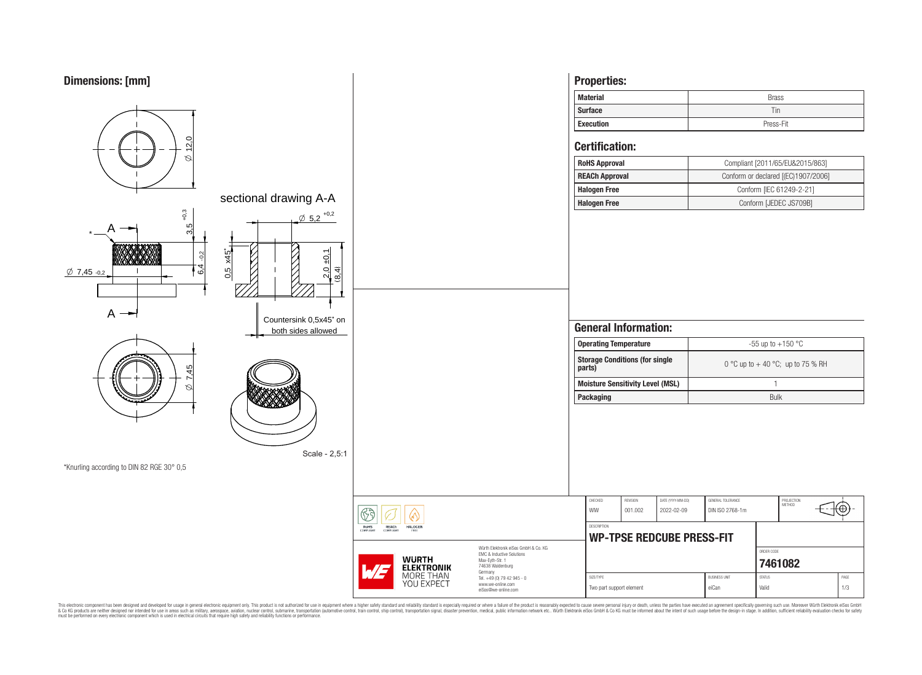## Dimensions: [mm]

sectional drawing A-A

Ø 12,0

3,5 +0,3

6,4 -0,2

Ø 7,45 -0,2

Ø 5,2 +0,2

0,5 x45°

2,0 ±0,1

(8,4)

Countersink 0,5x45° on both sides allowed

Ø 7,45

Scale - 2,5:1

*Knurling according to DIN 82 RGE 30° 0,5

## Properties:

| Material | Brass |
|---|---|
| Surface | Tin |
| Execution | Press-Fit |

## Certification:

| RoHS Approval | Compliant [2011/65/EU&2015/863] |
|---|---|
| REACh Approval | Conform or declared [(EC)1907/2006] |
| Halogen Free | Conform [IEC 61249-2-21] |
| Halogen Free | Conform [JEDEC JS709B] |

## General Information:

| Operating Temperature | -55 up to +150 °C |
|---|---|
| Storage Conditions (for single parts) | 0 °C up to + 40 °C; up to 75 % RH |
| Moisture Sensitivity Level (MSL) | 1 |
| Packaging | Bulk |

| CHECKED | REVISION | DATE (YYYY-MM-DD) | GENERAL TOLERANCE | PROJECTION METHOD |
|---|---|---|---|---|
| WIW | 001.002 | 2022-02-09 | DIN ISO 2768-1m | |

DESCRIPTION: **WP-TPSE REDCUBE PRESS-FIT**

ORDER CODE: **7461082**

| SIZE/TYPE | BUSINESS UNIT | STATUS | PAGE |
|---|---|---|---|
| Two part support element | eiCan | Valid | 1/3 |

RoHS COMPLIANT · REACh COMPLIANT · HALOGEN FREE

WÜRTH ELEKTRONIK MORE THAN YOU EXPECT

Würth Elektronik eiSos GmbH & Co. KG
EMC & Inductive Solutions
Max-Eyth-Str. 1
74638 Waldenburg
Germany
Tel. +49 (0) 79 42 945 - 0
www.we-online.com
eiSos@we-online.com

This electronic component has been designed and developed for usage in general electronic equipment only. This product is not authorized for use in equipment where a higher safety standard and reliability standard is especially required or where a failure of the product is reasonably expected to cause severe personal injury or death, unless the parties have executed an agreement specifically governing such use. Moreover Würth Elektronik eiSos GmbH & Co KG products are neither designed nor intended for use in areas such as military, aerospace, aviation, nuclear control, submarine, transportation (automotive control, train control, ship control), transportation signal, disaster prevention, medical, public information network etc.. Würth Elektronik eiSos GmbH & Co KG must be informed about the intent of such usage before the design-in stage. In addition, sufficient reliability evaluation checks for safety must be performed on every electronic component which is used in electrical circuits that require high safety and reliability functions or performance.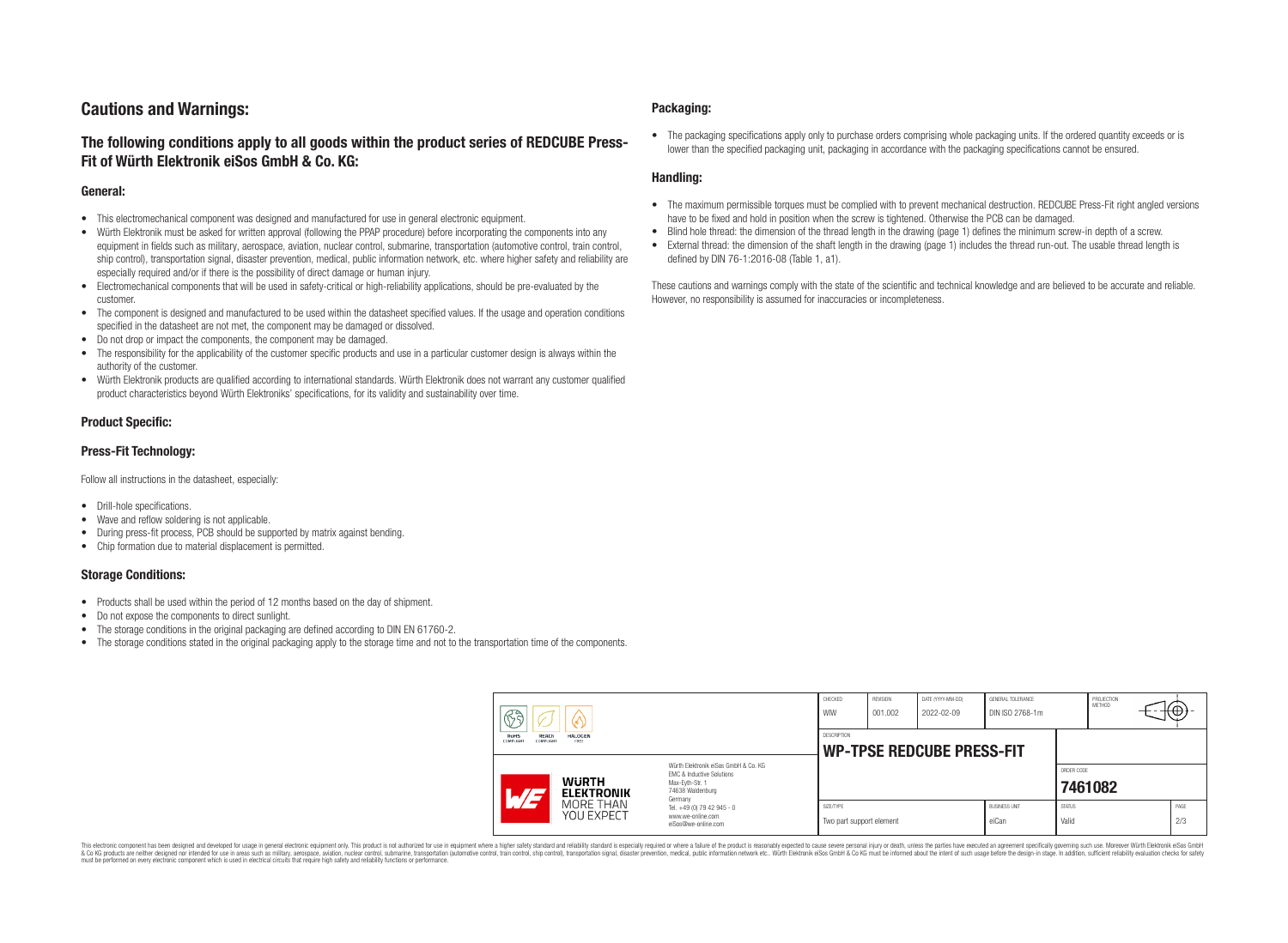# Cautions and Warnings:

## The following conditions apply to all goods within the product series of REDCUBE Press-Fit of Würth Elektronik eiSos GmbH & Co. KG:

### General:

- This electromechanical component was designed and manufactured for use in general electronic equipment.
- Würth Elektronik must be asked for written approval (following the PPAP procedure) before incorporating the components into any equipment in fields such as military, aerospace, aviation, nuclear control, submarine, transportation (automotive control, train control, ship control), transportation signal, disaster prevention, medical, public information network, etc. where higher safety and reliability are especially required and/or if there is the possibility of direct damage or human injury.
- Electromechanical components that will be used in safety-critical or high-reliability applications, should be pre-evaluated by the customer.
- The component is designed and manufactured to be used within the datasheet specified values. If the usage and operation conditions specified in the datasheet are not met, the component may be damaged or dissolved.
- Do not drop or impact the components, the component may be damaged.
- The responsibility for the applicability of the customer specific products and use in a particular customer design is always within the authority of the customer.
- Würth Elektronik products are qualified according to international standards. Würth Elektronik does not warrant any customer qualified product characteristics beyond Würth Elektroniks' specifications, for its validity and sustainability over time.

### Product Specific:

### Press-Fit Technology:

Follow all instructions in the datasheet, especially:

- Drill-hole specifications.
- Wave and reflow soldering is not applicable.
- During press-fit process, PCB should be supported by matrix against bending.
- Chip formation due to material displacement is permitted.

### Storage Conditions:

- Products shall be used within the period of 12 months based on the day of shipment.
- Do not expose the components to direct sunlight.
- The storage conditions in the original packaging are defined according to DIN EN 61760-2.
- The storage conditions stated in the original packaging apply to the storage time and not to the transportation time of the components.

### Packaging:

- The packaging specifications apply only to purchase orders comprising whole packaging units. If the ordered quantity exceeds or is lower than the specified packaging unit, packaging in accordance with the packaging specifications cannot be ensured.

### Handling:

- The maximum permissible torques must be complied with to prevent mechanical destruction. REDCUBE Press-Fit right angled versions have to be fixed and hold in position when the screw is tightened. Otherwise the PCB can be damaged.
- Blind hole thread: the dimension of the thread length in the drawing (page 1) defines the minimum screw-in depth of a screw.
- External thread: the dimension of the shaft length in the drawing (page 1) includes the thread run-out. The usable thread length is defined by DIN 76-1:2016-08 (Table 1, a1).

These cautions and warnings comply with the state of the scientific and technical knowledge and are believed to be accurate and reliable. However, no responsibility is assumed for inaccuracies or incompleteness.

| CHECKED | REVISION | DATE (YYYY-MM-DD) | GENERAL TOLERANCE | PROJECTION METHOD |
|---|---|---|---|---|
| WIW | 001.002 | 2022-02-09 | DIN ISO 2768-1m | |

| DESCRIPTION | ORDER CODE |
|---|---|
| WP-TPSE REDCUBE PRESS-FIT | 7461082 |

| SIZE/TYPE | BUSINESS UNIT | STATUS | PAGE |
|---|---|---|---|
| Two part support element | eiCan | Valid | 2/3 |

Würth Elektronik eiSos GmbH & Co. KG
EMC & Inductive Solutions
Max-Eyth-Str. 1
74638 Waldenburg
Germany
Tel. +49 (0) 79 42 945 - 0
www.we-online.com
eiSos@we-online.com

This electronic component has been designed and developed for usage in general electronic equipment only. This product is not authorized for use in equipment where a higher safety standard and reliability standard is especially required or where a failure of the product is reasonably expected to cause severe personal injury or death, unless the parties have executed an agreement specifically governing such use. Moreover Würth Elektronik eiSos GmbH & Co KG products are neither designed nor intended for use in areas such as military, aerospace, aviation, nuclear control, submarine, transportation (automotive control, train control, ship control), transportation signal, disaster prevention, medical, public information network etc.. Würth Elektronik eiSos GmbH & Co KG must be informed about the intent of such usage before the design-in stage. In addition, sufficient reliability evaluation checks for safety must be performed on every electronic component which is used in electrical circuits that require high safety and reliability functions or performance.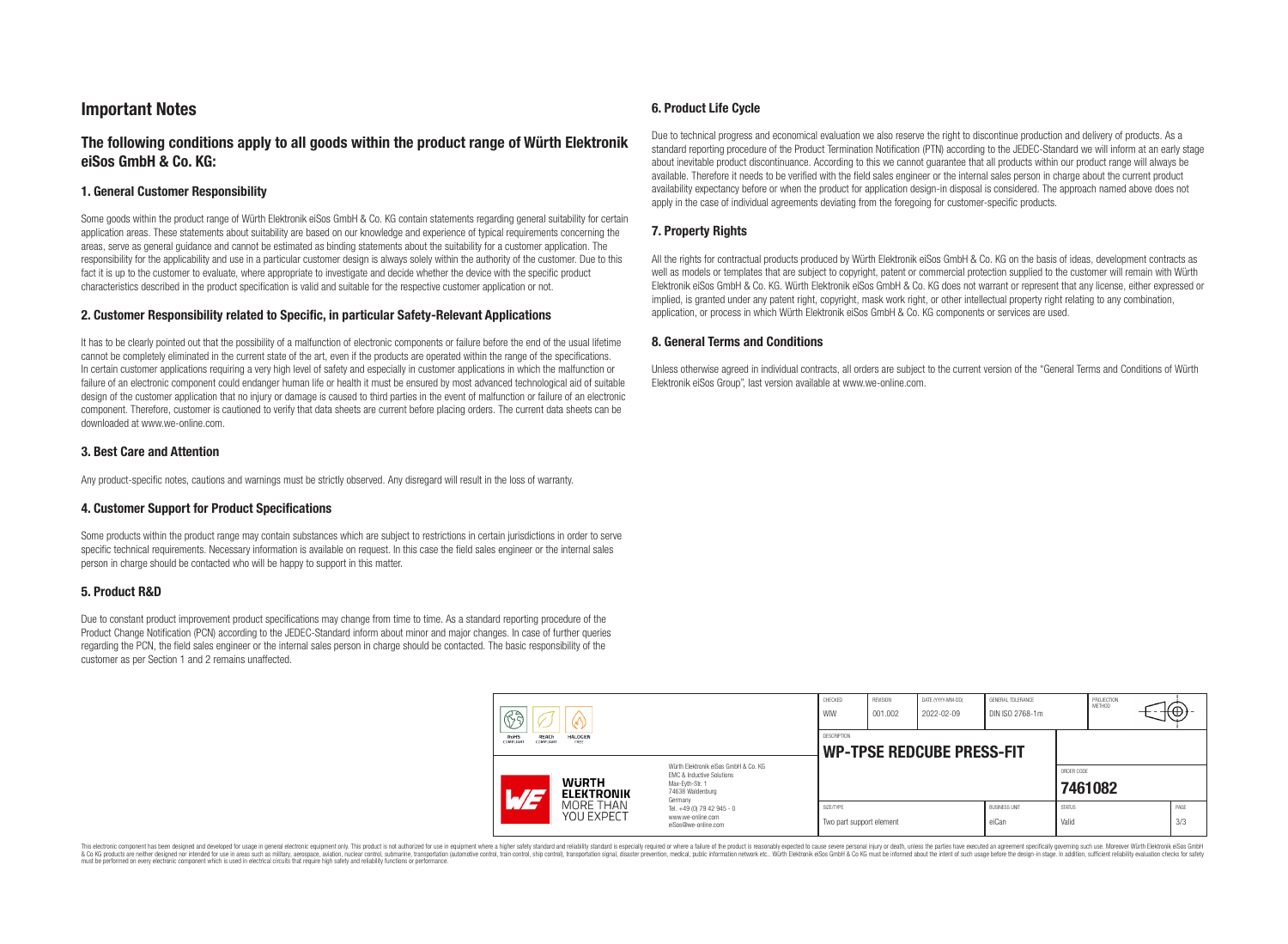# Important Notes

## The following conditions apply to all goods within the product range of Würth Elektronik eiSos GmbH & Co. KG:

### 1. General Customer Responsibility

Some goods within the product range of Würth Elektronik eiSos GmbH & Co. KG contain statements regarding general suitability for certain application areas. These statements about suitability are based on our knowledge and experience of typical requirements concerning the areas, serve as general guidance and cannot be estimated as binding statements about the suitability for a customer application. The responsibility for the applicability and use in a particular customer design is always solely within the authority of the customer. Due to this fact it is up to the customer to evaluate, where appropriate to investigate and decide whether the device with the specific product characteristics described in the product specification is valid and suitable for the respective customer application or not.

### 2. Customer Responsibility related to Specific, in particular Safety-Relevant Applications

It has to be clearly pointed out that the possibility of a malfunction of electronic components or failure before the end of the usual lifetime cannot be completely eliminated in the current state of the art, even if the products are operated within the range of the specifications. In certain customer applications requiring a very high level of safety and especially in customer applications in which the malfunction or failure of an electronic component could endanger human life or health it must be ensured by most advanced technological aid of suitable design of the customer application that no injury or damage is caused to third parties in the event of malfunction or failure of an electronic component. Therefore, customer is cautioned to verify that data sheets are current before placing orders. The current data sheets can be downloaded at www.we-online.com.

### 3. Best Care and Attention

Any product-specific notes, cautions and warnings must be strictly observed. Any disregard will result in the loss of warranty.

### 4. Customer Support for Product Specifications

Some products within the product range may contain substances which are subject to restrictions in certain jurisdictions in order to serve specific technical requirements. Necessary information is available on request. In this case the field sales engineer or the internal sales person in charge should be contacted who will be happy to support in this matter.

### 5. Product R&D

Due to constant product improvement product specifications may change from time to time. As a standard reporting procedure of the Product Change Notification (PCN) according to the JEDEC-Standard inform about minor and major changes. In case of further queries regarding the PCN, the field sales engineer or the internal sales person in charge should be contacted. The basic responsibility of the customer as per Section 1 and 2 remains unaffected.

### 6. Product Life Cycle

Due to technical progress and economical evaluation we also reserve the right to discontinue production and delivery of products. As a standard reporting procedure of the Product Termination Notification (PTN) according to the JEDEC-Standard we will inform at an early stage about inevitable product discontinuance. According to this we cannot guarantee that all products within our product range will always be available. Therefore it needs to be verified with the field sales engineer or the internal sales person in charge about the current product availability expectancy before or when the product for application design-in disposal is considered. The approach named above does not apply in the case of individual agreements deviating from the foregoing for customer-specific products.

### 7. Property Rights

All the rights for contractual products produced by Würth Elektronik eiSos GmbH & Co. KG on the basis of ideas, development contracts as well as models or templates that are subject to copyright, patent or commercial protection supplied to the customer will remain with Würth Elektronik eiSos GmbH & Co. KG. Würth Elektronik eiSos GmbH & Co. KG does not warrant or represent that any license, either expressed or implied, is granted under any patent right, copyright, mask work right, or other intellectual property right relating to any combination, application, or process in which Würth Elektronik eiSos GmbH & Co. KG components or services are used.

### 8. General Terms and Conditions

Unless otherwise agreed in individual contracts, all orders are subject to the current version of the "General Terms and Conditions of Würth Elektronik eiSos Group", last version available at www.we-online.com.

| | | | | | | |
|---|---|---|---|---|---|---|
| CHECKED: WIW | REVISION: 001.002 | DATE (YYYY-MM-DD): 2022-02-09 | GENERAL TOLERANCE: DIN ISO 2768-1m | | PROJECTION METHOD | |
| DESCRIPTION: **WP-TPSE REDCUBE PRESS-FIT** | | | | | | |
| Würth Elektronik eiSos GmbH & Co. KG, EMC & Inductive Solutions, Max-Eyth-Str. 1, 74638 Waldenburg, Germany, Tel. +49 (0) 79 42 945 - 0, www.we-online.com, eiSos@we-online.com | | | | ORDER CODE: **7461082** | | |
| SIZE/TYPE: Two part support element | | | BUSINESS UNIT: eiCan | STATUS: Valid | | PAGE: 3/3 |

This electronic component has been designed and developed for usage in general electronic equipment only. This product is not authorized for use in equipment where a higher safety standard and reliability standard is especially required or where a failure of the product is reasonably expected to cause severe personal injury or death, unless the parties have executed an agreement specifically governing such use. Moreover Würth Elektronik eiSos GmbH & Co KG products are neither designed nor intended for use in areas such as military, aerospace, aviation, nuclear control, submarine, transportation (automotive control, train control, ship control), transportation signal, disaster prevention, medical, public information network etc.. Würth Elektronik eiSos GmbH & Co KG must be informed about the intent of such usage before the design-in stage. In addition, sufficient reliability evaluation checks for safety must be performed on every electronic component which is used in electrical circuits that require high safety and reliability functions or performance.